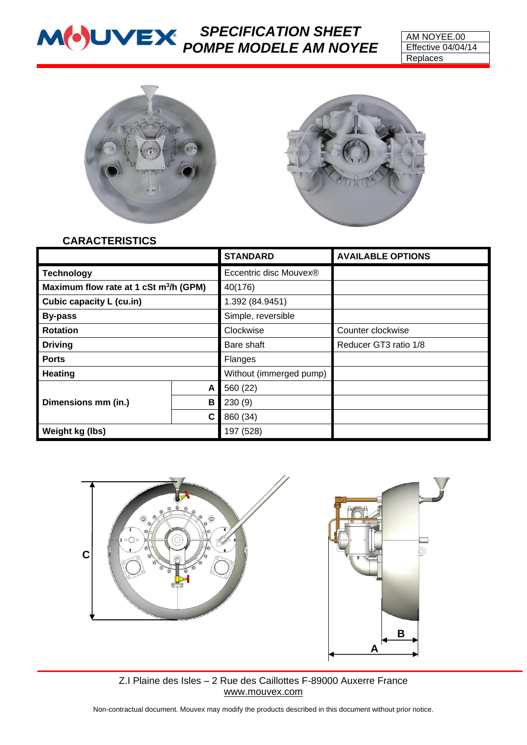# SPECIFICATION SHEET
# POMPE MODELE AM NOYEE

| AM NOYEE.00 |
| --- |
| Effective 04/04/14 |
| Replaces |

## CARACTERISTICS

| | | STANDARD | AVAILABLE OPTIONS |
| --- | --- | --- | --- |
| **Technology** | | Eccentric disc Mouvex® | |
| **Maximum flow rate at 1 cSt m³/h (GPM)** | | 40(176) | |
| **Cubic capacity L (cu.in)** | | 1.392 (84.9451) | |
| **By-pass** | | Simple, reversible | |
| **Rotation** | | Clockwise | Counter clockwise |
| **Driving** | | Bare shaft | Reducer GT3 ratio 1/8 |
| **Ports** | | Flanges | |
| **Heating** | | Without (immerged pump) | |
| **Dimensions mm (in.)** | **A** | 560 (22) | |
| | **B** | 230 (9) | |
| | **C** | 860 (34) | |
| **Weight kg (lbs)** | | 197 (528) | |

Z.I Plaine des Isles – 2 Rue des Caillottes F-89000 Auxerre France
www.mouvex.com

Non-contractual document. Mouvex may modify the products described in this document without prior notice.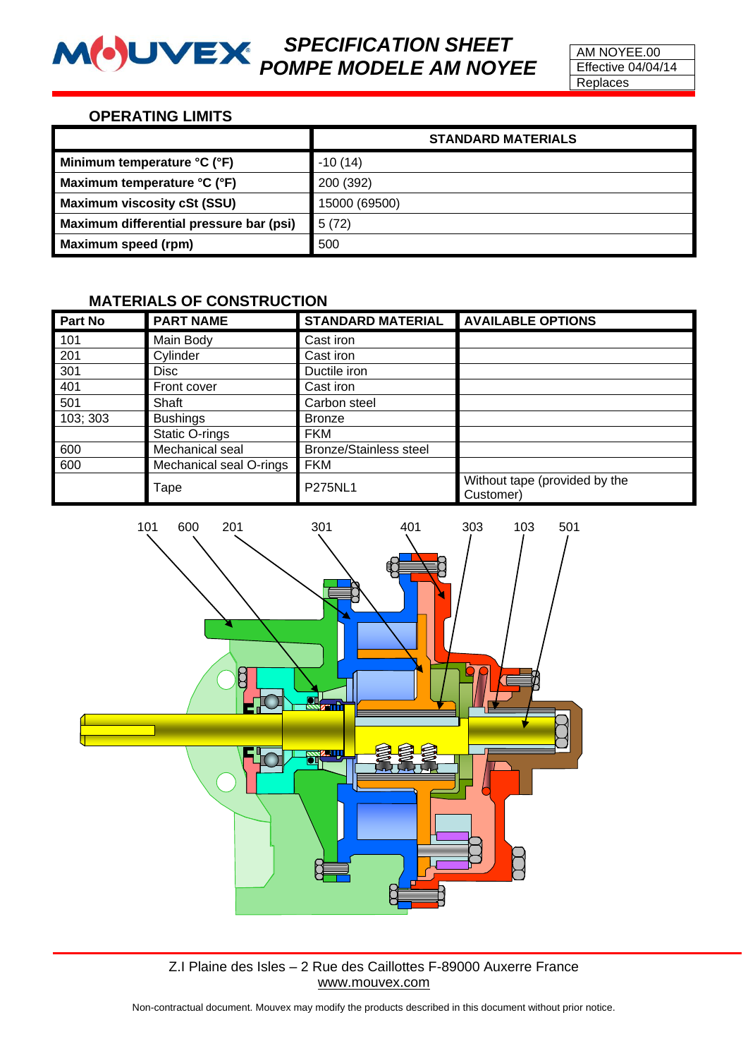## OPERATING LIMITS

| | STANDARD MATERIALS |
|---|---|
| **Minimum temperature °C (°F)** | -10 (14) |
| **Maximum temperature °C (°F)** | 200 (392) |
| **Maximum viscosity cSt (SSU)** | 15000 (69500) |
| **Maximum differential pressure bar (psi)** | 5 (72) |
| **Maximum speed (rpm)** | 500 |

## MATERIALS OF CONSTRUCTION

| Part No | PART NAME | STANDARD MATERIAL | AVAILABLE OPTIONS |
|---|---|---|---|
| 101 | Main Body | Cast iron | |
| 201 | Cylinder | Cast iron | |
| 301 | Disc | Ductile iron | |
| 401 | Front cover | Cast iron | |
| 501 | Shaft | Carbon steel | |
| 103; 303 | Bushings | Bronze | |
| | Static O-rings | FKM | |
| 600 | Mechanical seal | Bronze/Stainless steel | |
| 600 | Mechanical seal O-rings | FKM | |
| | Tape | P275NL1 | Without tape (provided by the Customer) |

101 600 201 301 401 303 103 501